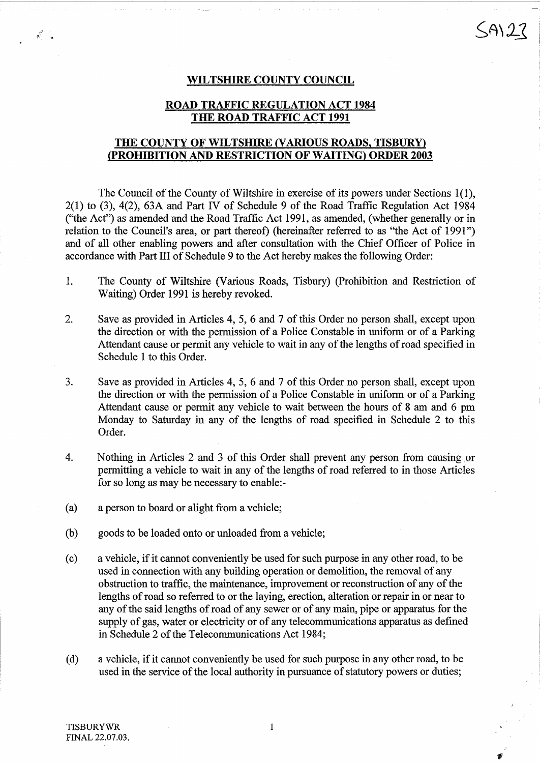SA123

## WILTSHIRE COUNTY COUNCIL

## ROAD TRAFFIC REGULATION ACT 1984
## THE ROAD TRAFFIC ACT 1991

## THE COUNTY OF WILTSHIRE (VARIOUS ROADS, TISBURY) (PROHIBITION AND RESTRICTION OF WAITING) ORDER 2003

The Council of the County of Wiltshire in exercise of its powers under Sections 1(1), 2(1) to (3), 4(2), 63A and Part IV of Schedule 9 of the Road Traffic Regulation Act 1984 ("the Act") as amended and the Road Traffic Act 1991, as amended, (whether generally or in relation to the Council's area, or part thereof) (hereinafter referred to as "the Act of 1991") and of all other enabling powers and after consultation with the Chief Officer of Police in accordance with Part III of Schedule 9 to the Act hereby makes the following Order:

1. The County of Wiltshire (Various Roads, Tisbury) (Prohibition and Restriction of Waiting) Order 1991 is hereby revoked.

2. Save as provided in Articles 4, 5, 6 and 7 of this Order no person shall, except upon the direction or with the permission of a Police Constable in uniform or of a Parking Attendant cause or permit any vehicle to wait in any of the lengths of road specified in Schedule 1 to this Order.

3. Save as provided in Articles 4, 5, 6 and 7 of this Order no person shall, except upon the direction or with the permission of a Police Constable in uniform or of a Parking Attendant cause or permit any vehicle to wait between the hours of 8 am and 6 pm Monday to Saturday in any of the lengths of road specified in Schedule 2 to this Order.

4. Nothing in Articles 2 and 3 of this Order shall prevent any person from causing or permitting a vehicle to wait in any of the lengths of road referred to in those Articles for so long as may be necessary to enable:-

(a) a person to board or alight from a vehicle;

(b) goods to be loaded onto or unloaded from a vehicle;

(c) a vehicle, if it cannot conveniently be used for such purpose in any other road, to be used in connection with any building operation or demolition, the removal of any obstruction to traffic, the maintenance, improvement or reconstruction of any of the lengths of road so referred to or the laying, erection, alteration or repair in or near to any of the said lengths of road of any sewer or of any main, pipe or apparatus for the supply of gas, water or electricity or of any telecommunications apparatus as defined in Schedule 2 of the Telecommunications Act 1984;

(d) a vehicle, if it cannot conveniently be used for such purpose in any other road, to be used in the service of the local authority in pursuance of statutory powers or duties;

TISBURYWR
FINAL 22.07.03.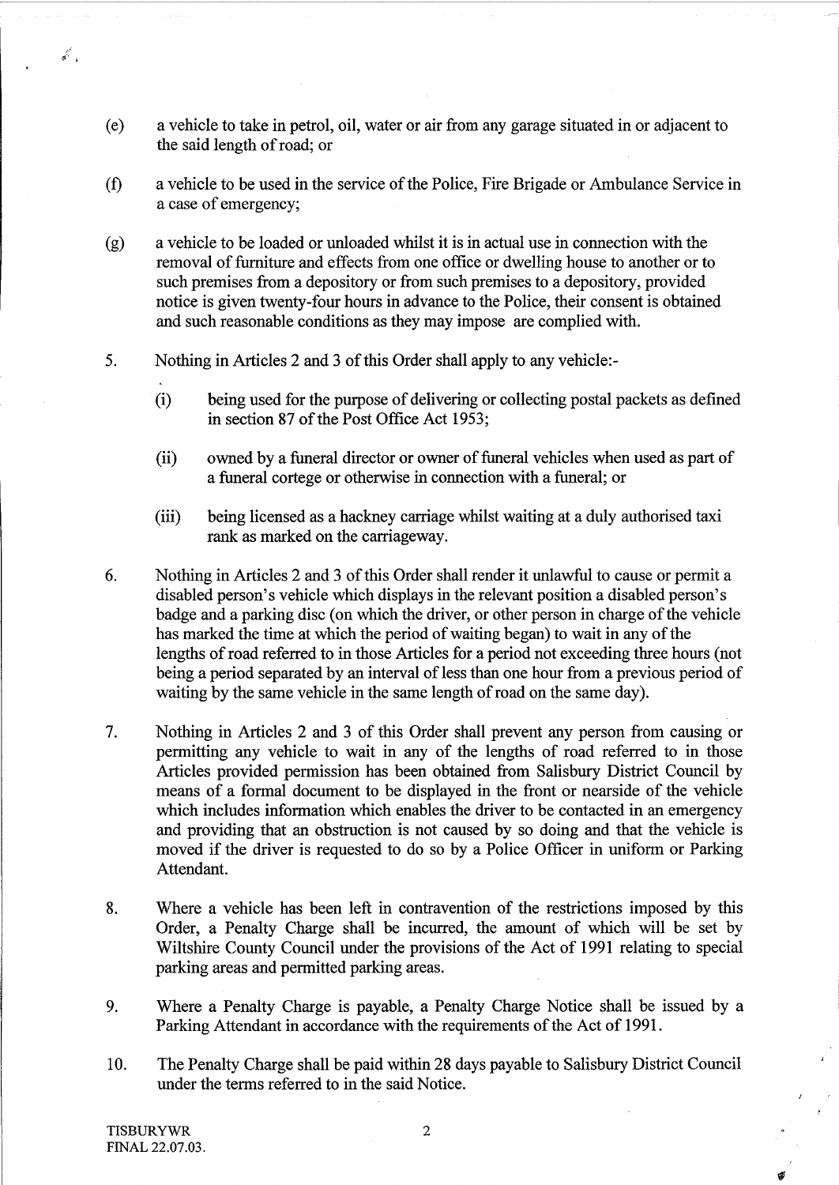(e) a vehicle to take in petrol, oil, water or air from any garage situated in or adjacent to the said length of road; or

(f) a vehicle to be used in the service of the Police, Fire Brigade or Ambulance Service in a case of emergency;

(g) a vehicle to be loaded or unloaded whilst it is in actual use in connection with the removal of furniture and effects from one office or dwelling house to another or to such premises from a depository or from such premises to a depository, provided notice is given twenty-four hours in advance to the Police, their consent is obtained and such reasonable conditions as they may impose are complied with.

5. Nothing in Articles 2 and 3 of this Order shall apply to any vehicle:-

   (i) being used for the purpose of delivering or collecting postal packets as defined in section 87 of the Post Office Act 1953;

   (ii) owned by a funeral director or owner of funeral vehicles when used as part of a funeral cortege or otherwise in connection with a funeral; or

   (iii) being licensed as a hackney carriage whilst waiting at a duly authorised taxi rank as marked on the carriageway.

6. Nothing in Articles 2 and 3 of this Order shall render it unlawful to cause or permit a disabled person's vehicle which displays in the relevant position a disabled person's badge and a parking disc (on which the driver, or other person in charge of the vehicle has marked the time at which the period of waiting began) to wait in any of the lengths of road referred to in those Articles for a period not exceeding three hours (not being a period separated by an interval of less than one hour from a previous period of waiting by the same vehicle in the same length of road on the same day).

7. Nothing in Articles 2 and 3 of this Order shall prevent any person from causing or permitting any vehicle to wait in any of the lengths of road referred to in those Articles provided permission has been obtained from Salisbury District Council by means of a formal document to be displayed in the front or nearside of the vehicle which includes information which enables the driver to be contacted in an emergency and providing that an obstruction is not caused by so doing and that the vehicle is moved if the driver is requested to do so by a Police Officer in uniform or Parking Attendant.

8. Where a vehicle has been left in contravention of the restrictions imposed by this Order, a Penalty Charge shall be incurred, the amount of which will be set by Wiltshire County Council under the provisions of the Act of 1991 relating to special parking areas and permitted parking areas.

9. Where a Penalty Charge is payable, a Penalty Charge Notice shall be issued by a Parking Attendant in accordance with the requirements of the Act of 1991.

10. The Penalty Charge shall be paid within 28 days payable to Salisbury District Council under the terms referred to in the said Notice.

TISBURYWR
FINAL 22.07.03.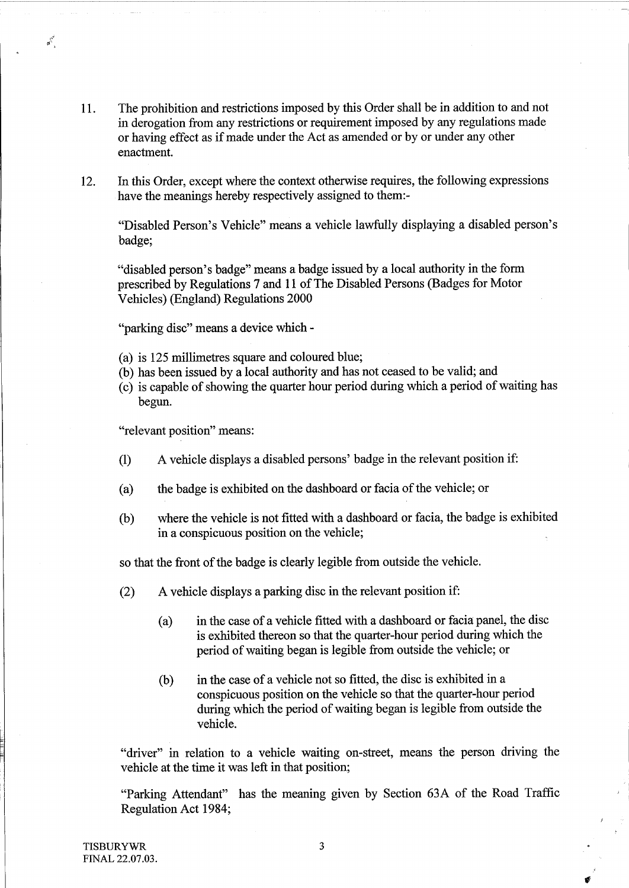11. The prohibition and restrictions imposed by this Order shall be in addition to and not in derogation from any restrictions or requirement imposed by any regulations made or having effect as if made under the Act as amended or by or under any other enactment.

12. In this Order, except where the context otherwise requires, the following expressions have the meanings hereby respectively assigned to them:-

"Disabled Person's Vehicle" means a vehicle lawfully displaying a disabled person's badge;

"disabled person's badge" means a badge issued by a local authority in the form prescribed by Regulations 7 and 11 of The Disabled Persons (Badges for Motor Vehicles) (England) Regulations 2000

"parking disc" means a device which -

(a) is 125 millimetres square and coloured blue;
(b) has been issued by a local authority and has not ceased to be valid; and
(c) is capable of showing the quarter hour period during which a period of waiting has begun.

"relevant position" means:

(1) A vehicle displays a disabled persons' badge in the relevant position if:

(a) the badge is exhibited on the dashboard or facia of the vehicle; or

(b) where the vehicle is not fitted with a dashboard or facia, the badge is exhibited in a conspicuous position on the vehicle;

so that the front of the badge is clearly legible from outside the vehicle.

(2) A vehicle displays a parking disc in the relevant position if:

(a) in the case of a vehicle fitted with a dashboard or facia panel, the disc is exhibited thereon so that the quarter-hour period during which the period of waiting began is legible from outside the vehicle; or

(b) in the case of a vehicle not so fitted, the disc is exhibited in a conspicuous position on the vehicle so that the quarter-hour period during which the period of waiting began is legible from outside the vehicle.

"driver" in relation to a vehicle waiting on-street, means the person driving the vehicle at the time it was left in that position;

"Parking Attendant" has the meaning given by Section 63A of the Road Traffic Regulation Act 1984;

TISBURYWR
FINAL 22.07.03.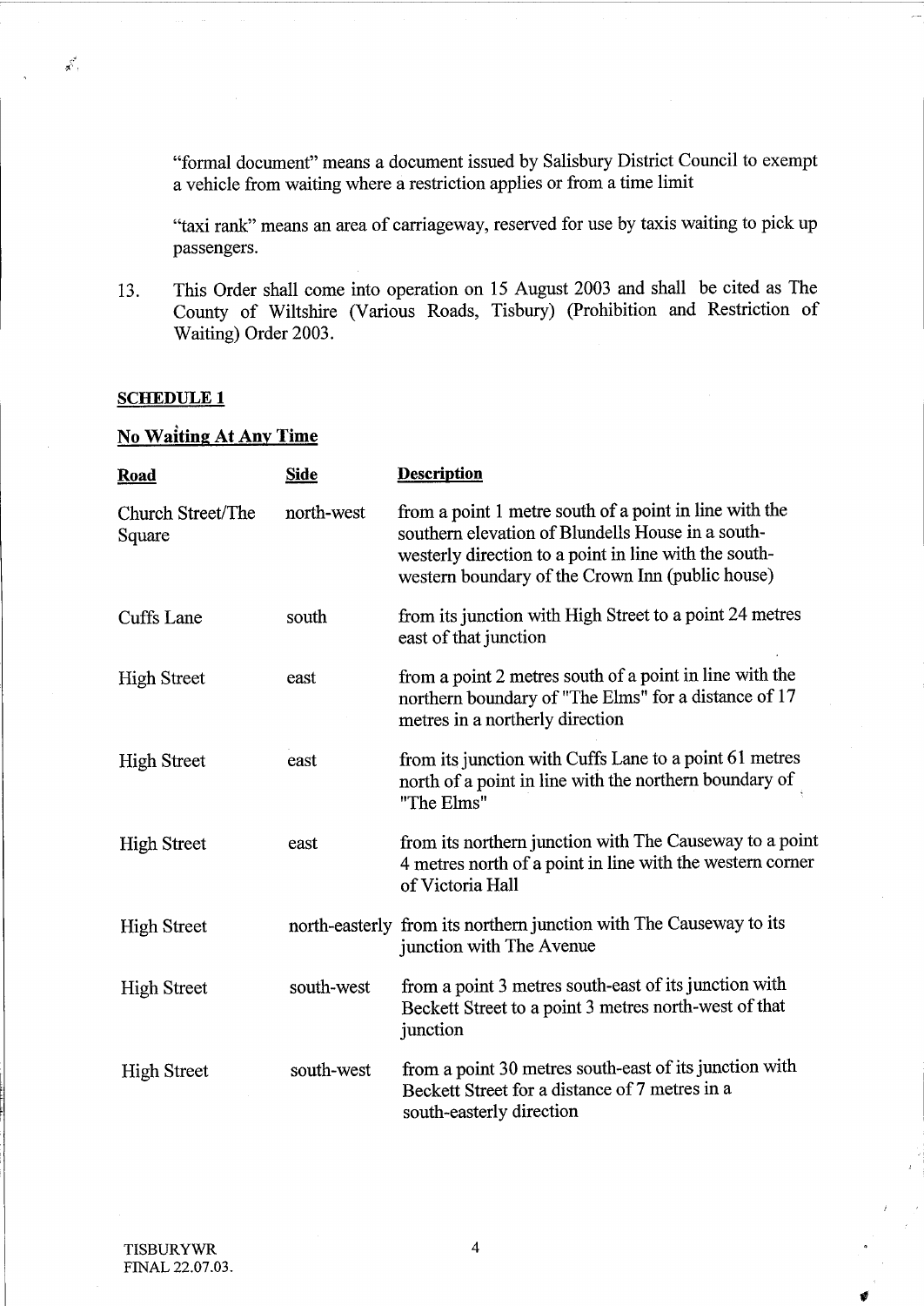"formal document" means a document issued by Salisbury District Council to exempt a vehicle from waiting where a restriction applies or from a time limit

"taxi rank" means an area of carriageway, reserved for use by taxis waiting to pick up passengers.

13. This Order shall come into operation on 15 August 2003 and shall be cited as The County of Wiltshire (Various Roads, Tisbury) (Prohibition and Restriction of Waiting) Order 2003.

## SCHEDULE 1

## No Waiting At Any Time

| Road | Side | Description |
|---|---|---|
| Church Street/The Square | north-west | from a point 1 metre south of a point in line with the southern elevation of Blundells House in a south-westerly direction to a point in line with the south-western boundary of the Crown Inn (public house) |
| Cuffs Lane | south | from its junction with High Street to a point 24 metres east of that junction |
| High Street | east | from a point 2 metres south of a point in line with the northern boundary of "The Elms" for a distance of 17 metres in a northerly direction |
| High Street | east | from its junction with Cuffs Lane to a point 61 metres north of a point in line with the northern boundary of "The Elms" |
| High Street | east | from its northern junction with The Causeway to a point 4 metres north of a point in line with the western corner of Victoria Hall |
| High Street | north-easterly | from its northern junction with The Causeway to its junction with The Avenue |
| High Street | south-west | from a point 3 metres south-east of its junction with Beckett Street to a point 3 metres north-west of that junction |
| High Street | south-west | from a point 30 metres south-east of its junction with Beckett Street for a distance of 7 metres in a south-easterly direction |

TISBURYWR
FINAL 22.07.03.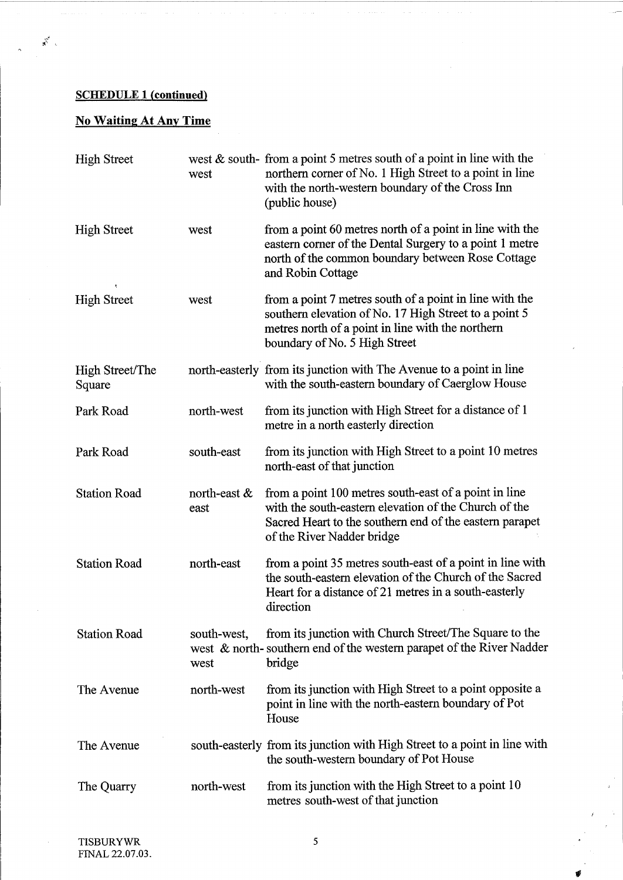**SCHEDULE 1 (continued)**

**No Waiting At Any Time**

| | | |
|---|---|---|
| High Street | west & south-west | from a point 5 metres south of a point in line with the northern corner of No. 1 High Street to a point in line with the north-western boundary of the Cross Inn (public house) |
| High Street | west | from a point 60 metres north of a point in line with the eastern corner of the Dental Surgery to a point 1 metre north of the common boundary between Rose Cottage and Robin Cottage |
| High Street | west | from a point 7 metres south of a point in line with the southern elevation of No. 17 High Street to a point 5 metres north of a point in line with the northern boundary of No. 5 High Street |
| High Street/The Square | north-easterly | from its junction with The Avenue to a point in line with the south-eastern boundary of Caerglow House |
| Park Road | north-west | from its junction with High Street for a distance of 1 metre in a north easterly direction |
| Park Road | south-east | from its junction with High Street to a point 10 metres north-east of that junction |
| Station Road | north-east & east | from a point 100 metres south-east of a point in line with the south-eastern elevation of the Church of the Sacred Heart to the southern end of the eastern parapet of the River Nadder bridge |
| Station Road | north-east | from a point 35 metres south-east of a point in line with the south-eastern elevation of the Church of the Sacred Heart for a distance of 21 metres in a south-easterly direction |
| Station Road | south-west, west & north-west | from its junction with Church Street/The Square to the southern end of the western parapet of the River Nadder bridge |
| The Avenue | north-west | from its junction with High Street to a point opposite a point in line with the north-eastern boundary of Pot House |
| The Avenue | south-easterly | from its junction with High Street to a point in line with the south-western boundary of Pot House |
| The Quarry | north-west | from its junction with the High Street to a point 10 metres south-west of that junction |

TISBURYWR
FINAL 22.07.03.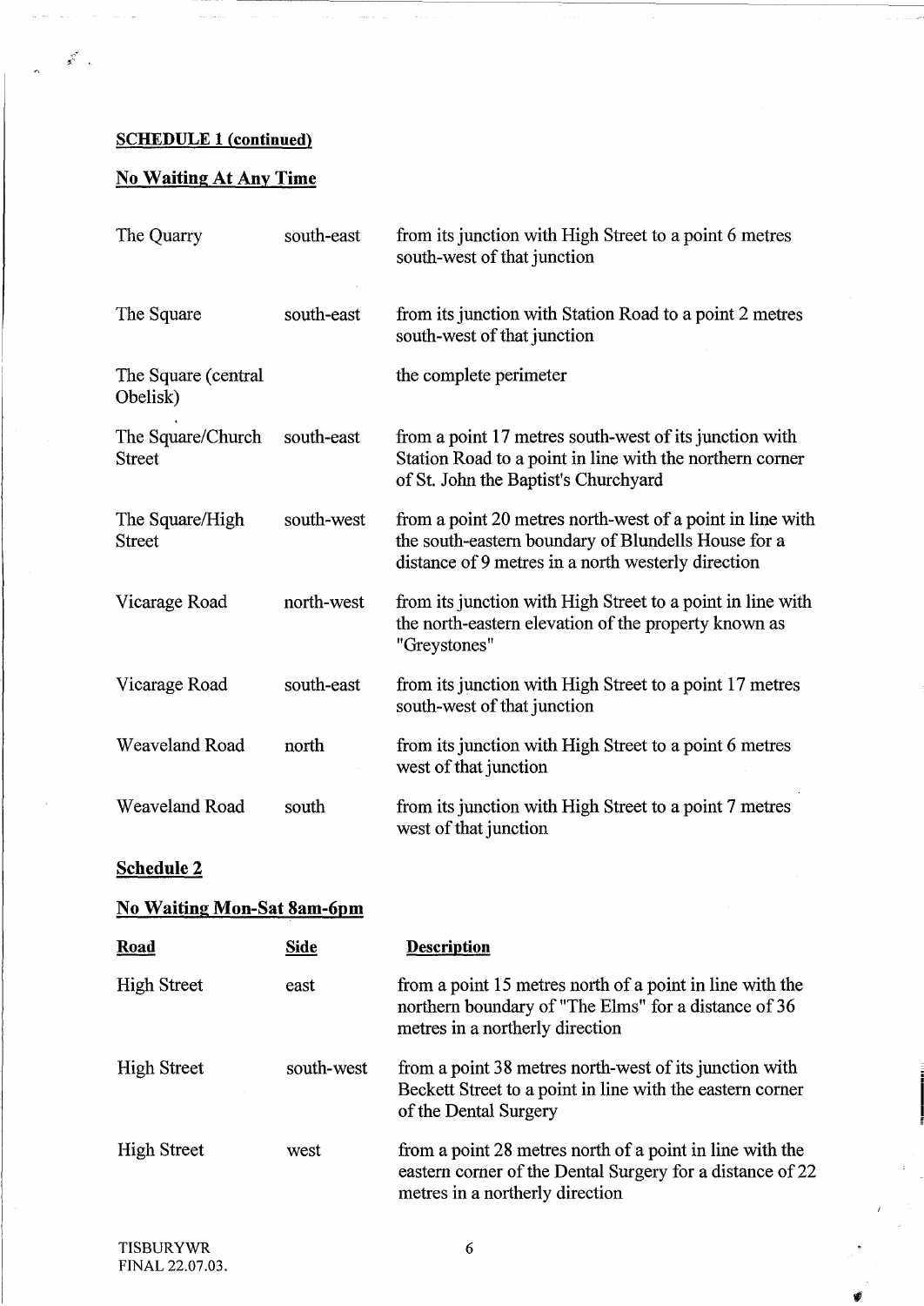**SCHEDULE 1 (continued)**

**No Waiting At Any Time**

| | | |
|---|---|---|
| The Quarry | south-east | from its junction with High Street to a point 6 metres south-west of that junction |
| The Square | south-east | from its junction with Station Road to a point 2 metres south-west of that junction |
| The Square (central Obelisk) | | the complete perimeter |
| The Square/Church Street | south-east | from a point 17 metres south-west of its junction with Station Road to a point in line with the northern corner of St. John the Baptist's Churchyard |
| The Square/High Street | south-west | from a point 20 metres north-west of a point in line with the south-eastern boundary of Blundells House for a distance of 9 metres in a north westerly direction |
| Vicarage Road | north-west | from its junction with High Street to a point in line with the north-eastern elevation of the property known as "Greystones" |
| Vicarage Road | south-east | from its junction with High Street to a point 17 metres south-west of that junction |
| Weaveland Road | north | from its junction with High Street to a point 6 metres west of that junction |
| Weaveland Road | south | from its junction with High Street to a point 7 metres west of that junction |

**Schedule 2**

**No Waiting Mon-Sat 8am-6pm**

| Road | Side | Description |
|---|---|---|
| High Street | east | from a point 15 metres north of a point in line with the northern boundary of "The Elms" for a distance of 36 metres in a northerly direction |
| High Street | south-west | from a point 38 metres north-west of its junction with Beckett Street to a point in line with the eastern corner of the Dental Surgery |
| High Street | west | from a point 28 metres north of a point in line with the eastern corner of the Dental Surgery for a distance of 22 metres in a northerly direction |

TISBURYWR
FINAL 22.07.03.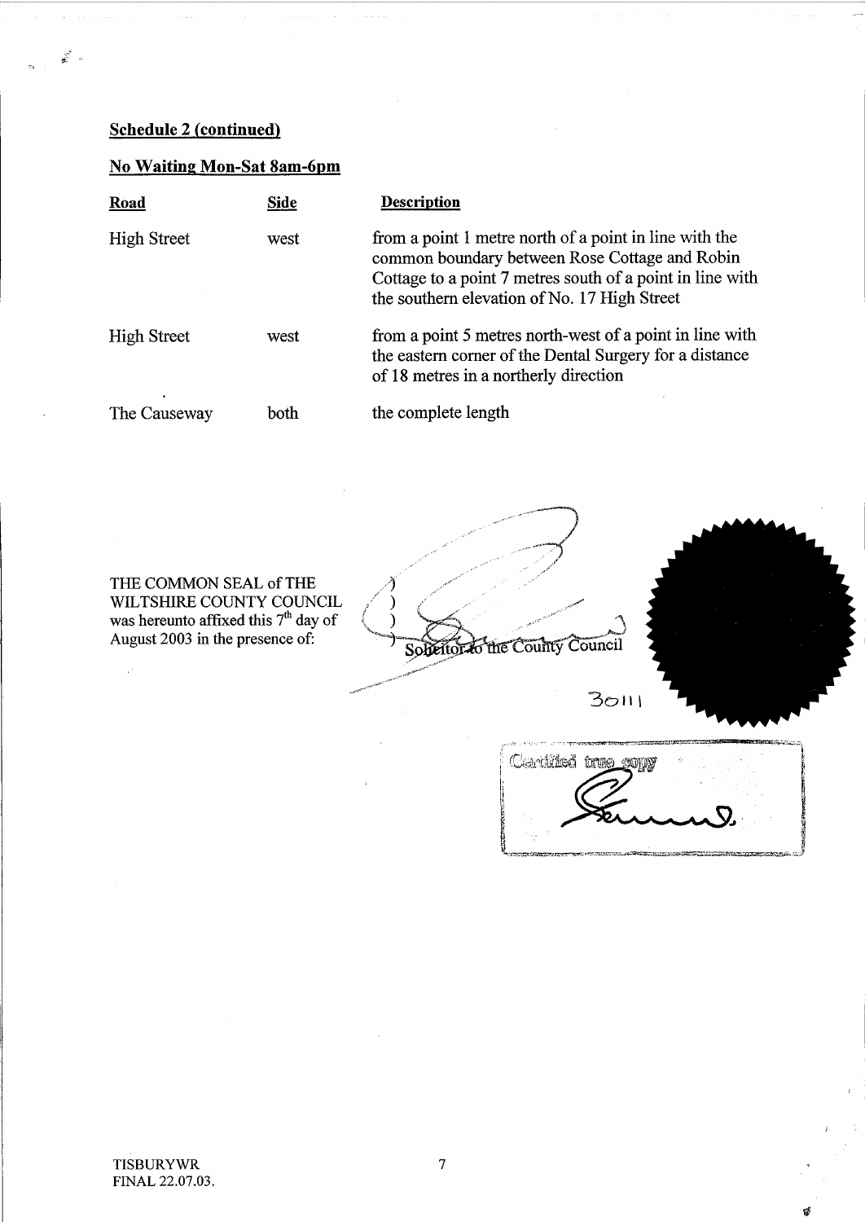**Schedule 2 (continued)**

**No Waiting Mon-Sat 8am-6pm**

| Road | Side | Description |
| --- | --- | --- |
| High Street | west | from a point 1 metre north of a point in line with the common boundary between Rose Cottage and Robin Cottage to a point 7 metres south of a point in line with the southern elevation of No. 17 High Street |
| High Street | west | from a point 5 metres north-west of a point in line with the eastern corner of the Dental Surgery for a distance of 18 metres in a northerly direction |
| The Causeway | both | the complete length |

THE COMMON SEAL of THE WILTSHIRE COUNTY COUNCIL was hereunto affixed this 7th day of August 2003 in the presence of:

Solicitor to the County Council

30111

Certified true copy

TISBURYWR
FINAL 22.07.03.